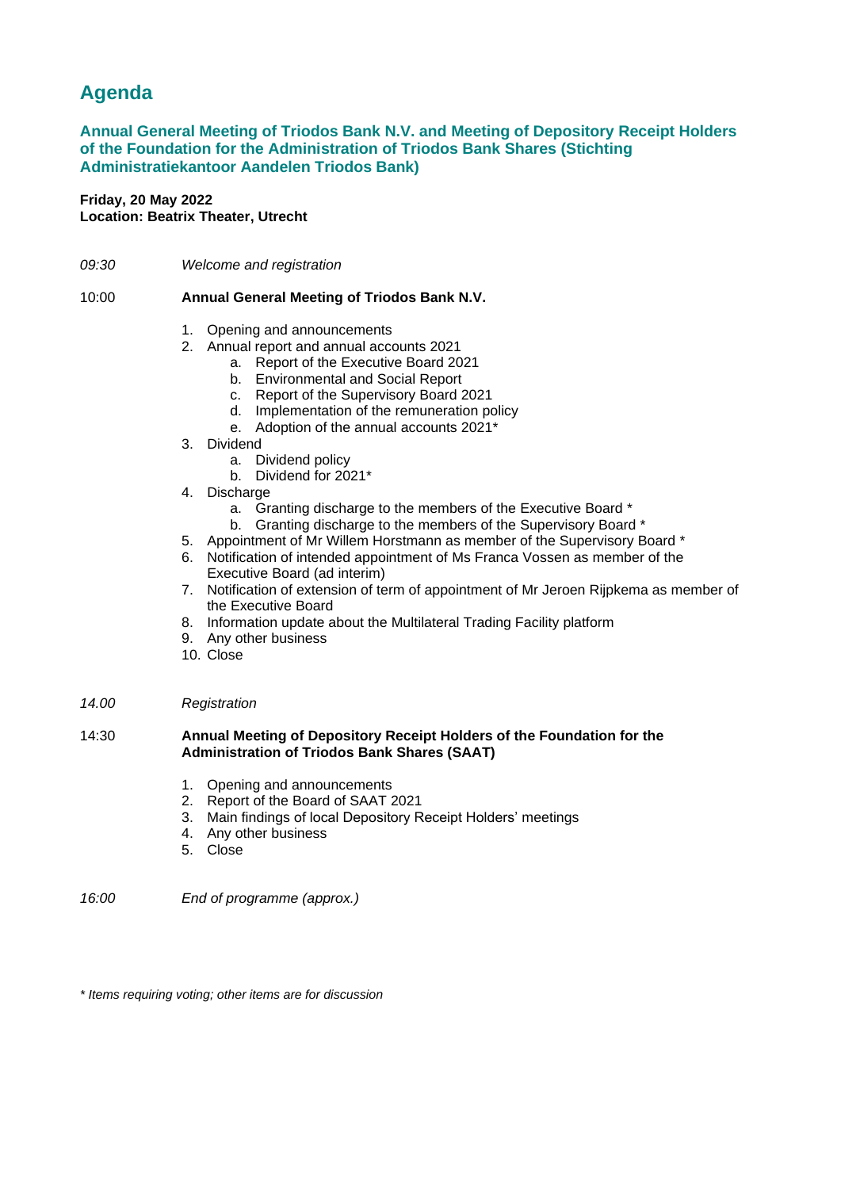# Agenda

## Annual General Meeting of Triodos Bank N.V. and Meeting of Depository Receipt Holders of the Foundation for the Administration of Triodos Bank Shares (Stichting Administratiekantoor Aandelen Triodos Bank)

**Friday, 20 May 2022**
**Location: Beatrix Theater, Utrecht**

*09:30* *Welcome and registration*

10:00 **Annual General Meeting of Triodos Bank N.V.**

1. Opening and announcements
2. Annual report and annual accounts 2021
   a. Report of the Executive Board 2021
   b. Environmental and Social Report
   c. Report of the Supervisory Board 2021
   d. Implementation of the remuneration policy
   e. Adoption of the annual accounts 2021*
3. Dividend
   a. Dividend policy
   b. Dividend for 2021*
4. Discharge
   a. Granting discharge to the members of the Executive Board *
   b. Granting discharge to the members of the Supervisory Board *
5. Appointment of Mr Willem Horstmann as member of the Supervisory Board *
6. Notification of intended appointment of Ms Franca Vossen as member of the Executive Board (ad interim)
7. Notification of extension of term of appointment of Mr Jeroen Rijpkema as member of the Executive Board
8. Information update about the Multilateral Trading Facility platform
9. Any other business
10. Close

*14.00* *Registration*

14:30 **Annual Meeting of Depository Receipt Holders of the Foundation for the Administration of Triodos Bank Shares (SAAT)**

1. Opening and announcements
2. Report of the Board of SAAT 2021
3. Main findings of local Depository Receipt Holders' meetings
4. Any other business
5. Close

*16:00* *End of programme (approx.)*

*\* Items requiring voting; other items are for discussion*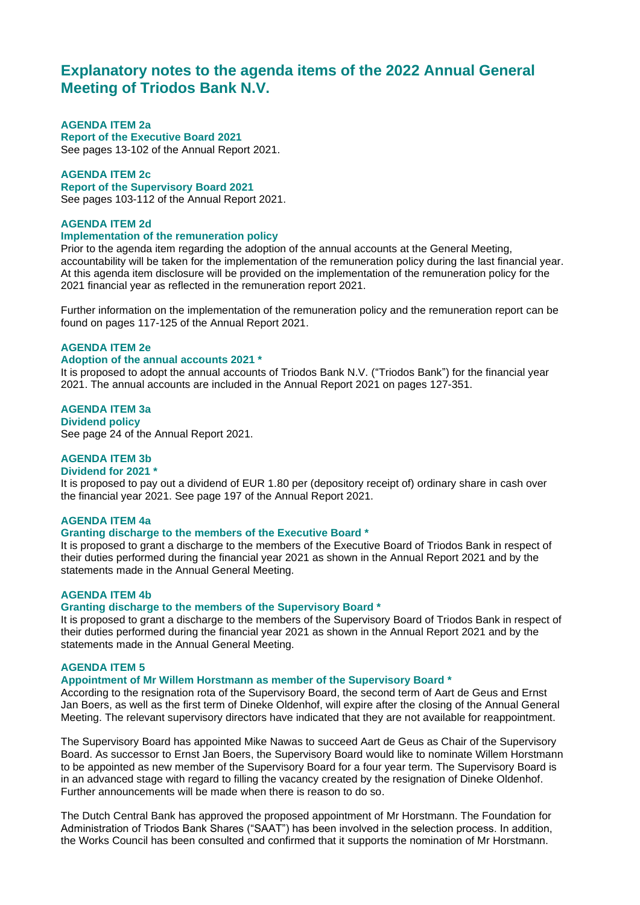# Explanatory notes to the agenda items of the 2022 Annual General Meeting of Triodos Bank N.V.

**AGENDA ITEM 2a**
**Report of the Executive Board 2021**
See pages 13-102 of the Annual Report 2021.

**AGENDA ITEM 2c**
**Report of the Supervisory Board 2021**
See pages 103-112 of the Annual Report 2021.

**AGENDA ITEM 2d**
**Implementation of the remuneration policy**
Prior to the agenda item regarding the adoption of the annual accounts at the General Meeting, accountability will be taken for the implementation of the remuneration policy during the last financial year. At this agenda item disclosure will be provided on the implementation of the remuneration policy for the 2021 financial year as reflected in the remuneration report 2021.

Further information on the implementation of the remuneration policy and the remuneration report can be found on pages 117-125 of the Annual Report 2021.

**AGENDA ITEM 2e**
**Adoption of the annual accounts 2021 ***
It is proposed to adopt the annual accounts of Triodos Bank N.V. ("Triodos Bank") for the financial year 2021. The annual accounts are included in the Annual Report 2021 on pages 127-351.

**AGENDA ITEM 3a**
**Dividend policy**
See page 24 of the Annual Report 2021.

**AGENDA ITEM 3b**
**Dividend for 2021 ***
It is proposed to pay out a dividend of EUR 1.80 per (depository receipt of) ordinary share in cash over the financial year 2021. See page 197 of the Annual Report 2021.

**AGENDA ITEM 4a**
**Granting discharge to the members of the Executive Board ***
It is proposed to grant a discharge to the members of the Executive Board of Triodos Bank in respect of their duties performed during the financial year 2021 as shown in the Annual Report 2021 and by the statements made in the Annual General Meeting.

**AGENDA ITEM 4b**
**Granting discharge to the members of the Supervisory Board ***
It is proposed to grant a discharge to the members of the Supervisory Board of Triodos Bank in respect of their duties performed during the financial year 2021 as shown in the Annual Report 2021 and by the statements made in the Annual General Meeting.

**AGENDA ITEM 5**
**Appointment of Mr Willem Horstmann as member of the Supervisory Board ***
According to the resignation rota of the Supervisory Board, the second term of Aart de Geus and Ernst Jan Boers, as well as the first term of Dineke Oldenhof, will expire after the closing of the Annual General Meeting. The relevant supervisory directors have indicated that they are not available for reappointment.

The Supervisory Board has appointed Mike Nawas to succeed Aart de Geus as Chair of the Supervisory Board. As successor to Ernst Jan Boers, the Supervisory Board would like to nominate Willem Horstmann to be appointed as new member of the Supervisory Board for a four year term. The Supervisory Board is in an advanced stage with regard to filling the vacancy created by the resignation of Dineke Oldenhof. Further announcements will be made when there is reason to do so.

The Dutch Central Bank has approved the proposed appointment of Mr Horstmann. The Foundation for Administration of Triodos Bank Shares ("SAAT") has been involved in the selection process. In addition, the Works Council has been consulted and confirmed that it supports the nomination of Mr Horstmann.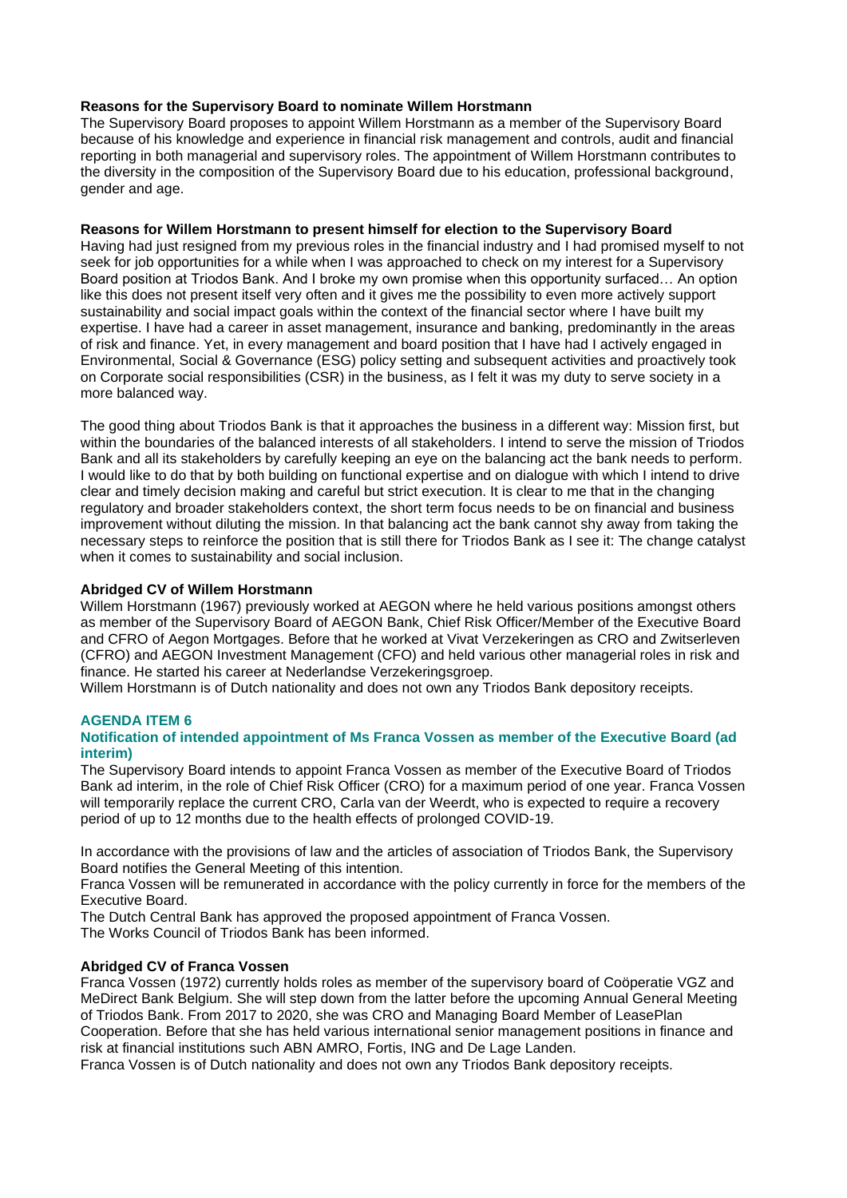**Reasons for the Supervisory Board to nominate Willem Horstmann**

The Supervisory Board proposes to appoint Willem Horstmann as a member of the Supervisory Board because of his knowledge and experience in financial risk management and controls, audit and financial reporting in both managerial and supervisory roles. The appointment of Willem Horstmann contributes to the diversity in the composition of the Supervisory Board due to his education, professional background, gender and age.

**Reasons for Willem Horstmann to present himself for election to the Supervisory Board**

Having had just resigned from my previous roles in the financial industry and I had promised myself to not seek for job opportunities for a while when I was approached to check on my interest for a Supervisory Board position at Triodos Bank. And I broke my own promise when this opportunity surfaced… An option like this does not present itself very often and it gives me the possibility to even more actively support sustainability and social impact goals within the context of the financial sector where I have built my expertise. I have had a career in asset management, insurance and banking, predominantly in the areas of risk and finance. Yet, in every management and board position that I have had I actively engaged in Environmental, Social & Governance (ESG) policy setting and subsequent activities and proactively took on Corporate social responsibilities (CSR) in the business, as I felt it was my duty to serve society in a more balanced way.

The good thing about Triodos Bank is that it approaches the business in a different way: Mission first, but within the boundaries of the balanced interests of all stakeholders. I intend to serve the mission of Triodos Bank and all its stakeholders by carefully keeping an eye on the balancing act the bank needs to perform. I would like to do that by both building on functional expertise and on dialogue with which I intend to drive clear and timely decision making and careful but strict execution. It is clear to me that in the changing regulatory and broader stakeholders context, the short term focus needs to be on financial and business improvement without diluting the mission. In that balancing act the bank cannot shy away from taking the necessary steps to reinforce the position that is still there for Triodos Bank as I see it: The change catalyst when it comes to sustainability and social inclusion.

**Abridged CV of Willem Horstmann**

Willem Horstmann (1967) previously worked at AEGON where he held various positions amongst others as member of the Supervisory Board of AEGON Bank, Chief Risk Officer/Member of the Executive Board and CFRO of Aegon Mortgages. Before that he worked at Vivat Verzekeringen as CRO and Zwitserleven (CFRO) and AEGON Investment Management (CFO) and held various other managerial roles in risk and finance. He started his career at Nederlandse Verzekeringsgroep.
Willem Horstmann is of Dutch nationality and does not own any Triodos Bank depository receipts.

## AGENDA ITEM 6

### Notification of intended appointment of Ms Franca Vossen as member of the Executive Board (ad interim)

The Supervisory Board intends to appoint Franca Vossen as member of the Executive Board of Triodos Bank ad interim, in the role of Chief Risk Officer (CRO) for a maximum period of one year. Franca Vossen will temporarily replace the current CRO, Carla van der Weerdt, who is expected to require a recovery period of up to 12 months due to the health effects of prolonged COVID-19.

In accordance with the provisions of law and the articles of association of Triodos Bank, the Supervisory Board notifies the General Meeting of this intention.
Franca Vossen will be remunerated in accordance with the policy currently in force for the members of the Executive Board.
The Dutch Central Bank has approved the proposed appointment of Franca Vossen.
The Works Council of Triodos Bank has been informed.

**Abridged CV of Franca Vossen**

Franca Vossen (1972) currently holds roles as member of the supervisory board of Coöperatie VGZ and MeDirect Bank Belgium. She will step down from the latter before the upcoming Annual General Meeting of Triodos Bank. From 2017 to 2020, she was CRO and Managing Board Member of LeasePlan Cooperation. Before that she has held various international senior management positions in finance and risk at financial institutions such ABN AMRO, Fortis, ING and De Lage Landen.
Franca Vossen is of Dutch nationality and does not own any Triodos Bank depository receipts.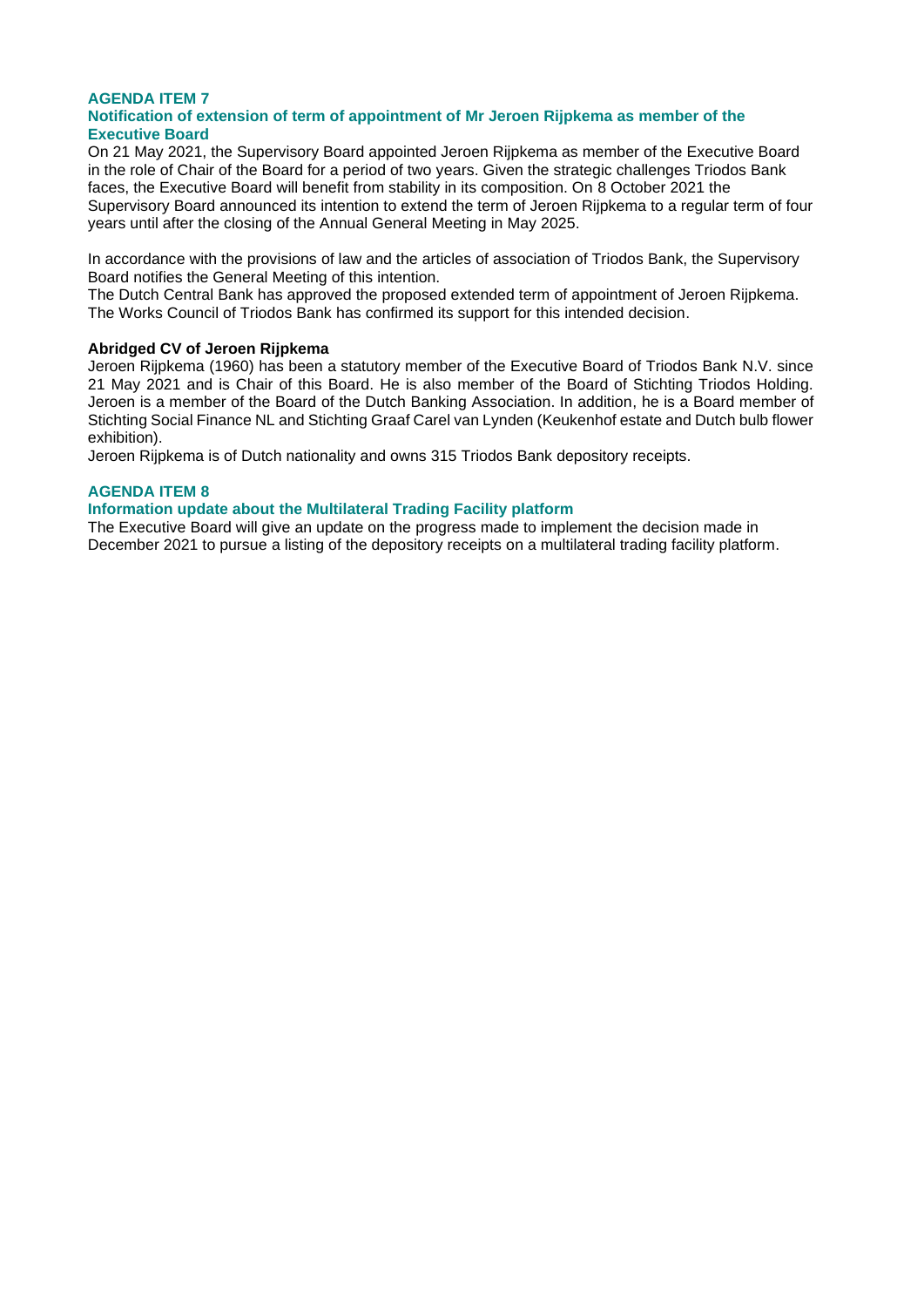## AGENDA ITEM 7

### Notification of extension of term of appointment of Mr Jeroen Rijpkema as member of the Executive Board

On 21 May 2021, the Supervisory Board appointed Jeroen Rijpkema as member of the Executive Board in the role of Chair of the Board for a period of two years. Given the strategic challenges Triodos Bank faces, the Executive Board will benefit from stability in its composition. On 8 October 2021 the Supervisory Board announced its intention to extend the term of Jeroen Rijpkema to a regular term of four years until after the closing of the Annual General Meeting in May 2025.

In accordance with the provisions of law and the articles of association of Triodos Bank, the Supervisory Board notifies the General Meeting of this intention.
The Dutch Central Bank has approved the proposed extended term of appointment of Jeroen Rijpkema. The Works Council of Triodos Bank has confirmed its support for this intended decision.

**Abridged CV of Jeroen Rijpkema**

Jeroen Rijpkema (1960) has been a statutory member of the Executive Board of Triodos Bank N.V. since 21 May 2021 and is Chair of this Board. He is also member of the Board of Stichting Triodos Holding. Jeroen is a member of the Board of the Dutch Banking Association. In addition, he is a Board member of Stichting Social Finance NL and Stichting Graaf Carel van Lynden (Keukenhof estate and Dutch bulb flower exhibition).
Jeroen Rijpkema is of Dutch nationality and owns 315 Triodos Bank depository receipts.

## AGENDA ITEM 8

### Information update about the Multilateral Trading Facility platform

The Executive Board will give an update on the progress made to implement the decision made in December 2021 to pursue a listing of the depository receipts on a multilateral trading facility platform.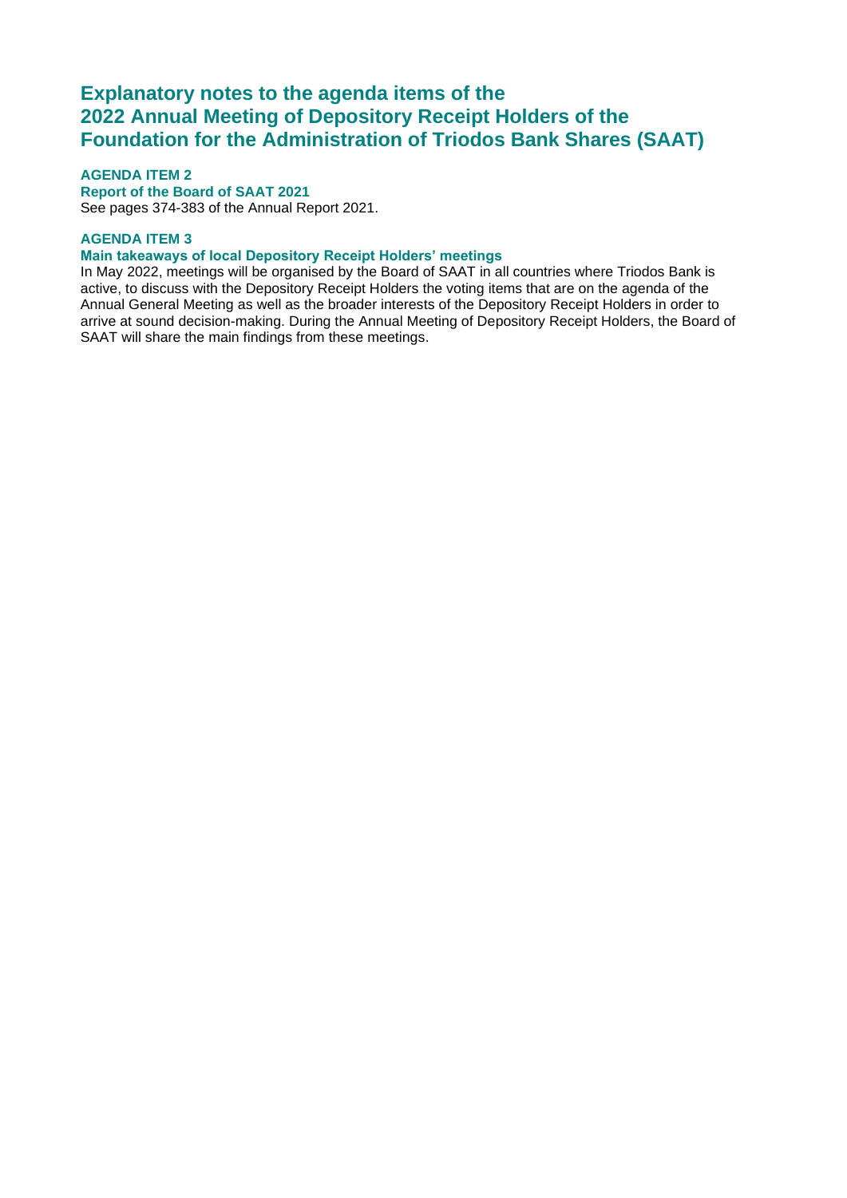# Explanatory notes to the agenda items of the 2022 Annual Meeting of Depository Receipt Holders of the Foundation for the Administration of Triodos Bank Shares (SAAT)

## AGENDA ITEM 2

### Report of the Board of SAAT 2021

See pages 374-383 of the Annual Report 2021.

## AGENDA ITEM 3

### Main takeaways of local Depository Receipt Holders' meetings

In May 2022, meetings will be organised by the Board of SAAT in all countries where Triodos Bank is active, to discuss with the Depository Receipt Holders the voting items that are on the agenda of the Annual General Meeting as well as the broader interests of the Depository Receipt Holders in order to arrive at sound decision-making. During the Annual Meeting of Depository Receipt Holders, the Board of SAAT will share the main findings from these meetings.